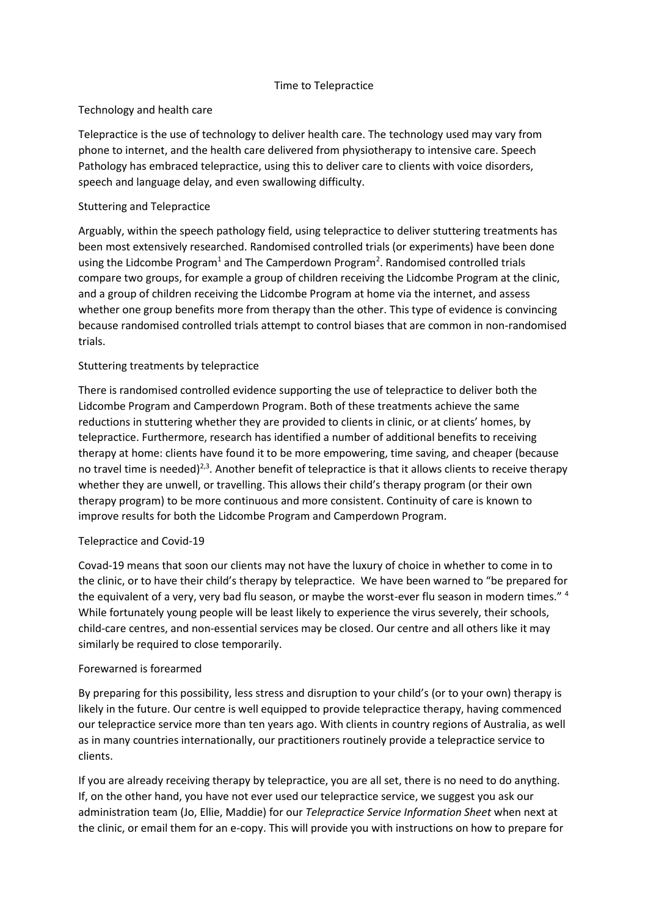# Time to Telepractice

## Technology and health care

Telepractice is the use of technology to deliver health care. The technology used may vary from phone to internet, and the health care delivered from physiotherapy to intensive care. Speech Pathology has embraced telepractice, using this to deliver care to clients with voice disorders, speech and language delay, and even swallowing difficulty.

## Stuttering and Telepractice

Arguably, within the speech pathology field, using telepractice to deliver stuttering treatments has been most extensively researched. Randomised controlled trials (or experiments) have been done using the Lidcombe Program[1] and The Camperdown Program[2]. Randomised controlled trials compare two groups, for example a group of children receiving the Lidcombe Program at the clinic, and a group of children receiving the Lidcombe Program at home via the internet, and assess whether one group benefits more from therapy than the other. This type of evidence is convincing because randomised controlled trials attempt to control biases that are common in non-randomised trials.

## Stuttering treatments by telepractice

There is randomised controlled evidence supporting the use of telepractice to deliver both the Lidcombe Program and Camperdown Program. Both of these treatments achieve the same reductions in stuttering whether they are provided to clients in clinic, or at clients' homes, by telepractice. Furthermore, research has identified a number of additional benefits to receiving therapy at home: clients have found it to be more empowering, time saving, and cheaper (because no travel time is needed)[2,3]. Another benefit of telepractice is that it allows clients to receive therapy whether they are unwell, or travelling. This allows their child's therapy program (or their own therapy program) to be more continuous and more consistent. Continuity of care is known to improve results for both the Lidcombe Program and Camperdown Program.

## Telepractice and Covid-19

Covad-19 means that soon our clients may not have the luxury of choice in whether to come in to the clinic, or to have their child's therapy by telepractice. We have been warned to "be prepared for the equivalent of a very, very bad flu season, or maybe the worst-ever flu season in modern times." [4] While fortunately young people will be least likely to experience the virus severely, their schools, child-care centres, and non-essential services may be closed. Our centre and all others like it may similarly be required to close temporarily.

## Forewarned is forearmed

By preparing for this possibility, less stress and disruption to your child's (or to your own) therapy is likely in the future. Our centre is well equipped to provide telepractice therapy, having commenced our telepractice service more than ten years ago. With clients in country regions of Australia, as well as in many countries internationally, our practitioners routinely provide a telepractice service to clients.

If you are already receiving therapy by telepractice, you are all set, there is no need to do anything. If, on the other hand, you have not ever used our telepractice service, we suggest you ask our administration team (Jo, Ellie, Maddie) for our *Telepractice Service Information Sheet* when next at the clinic, or email them for an e-copy. This will provide you with instructions on how to prepare for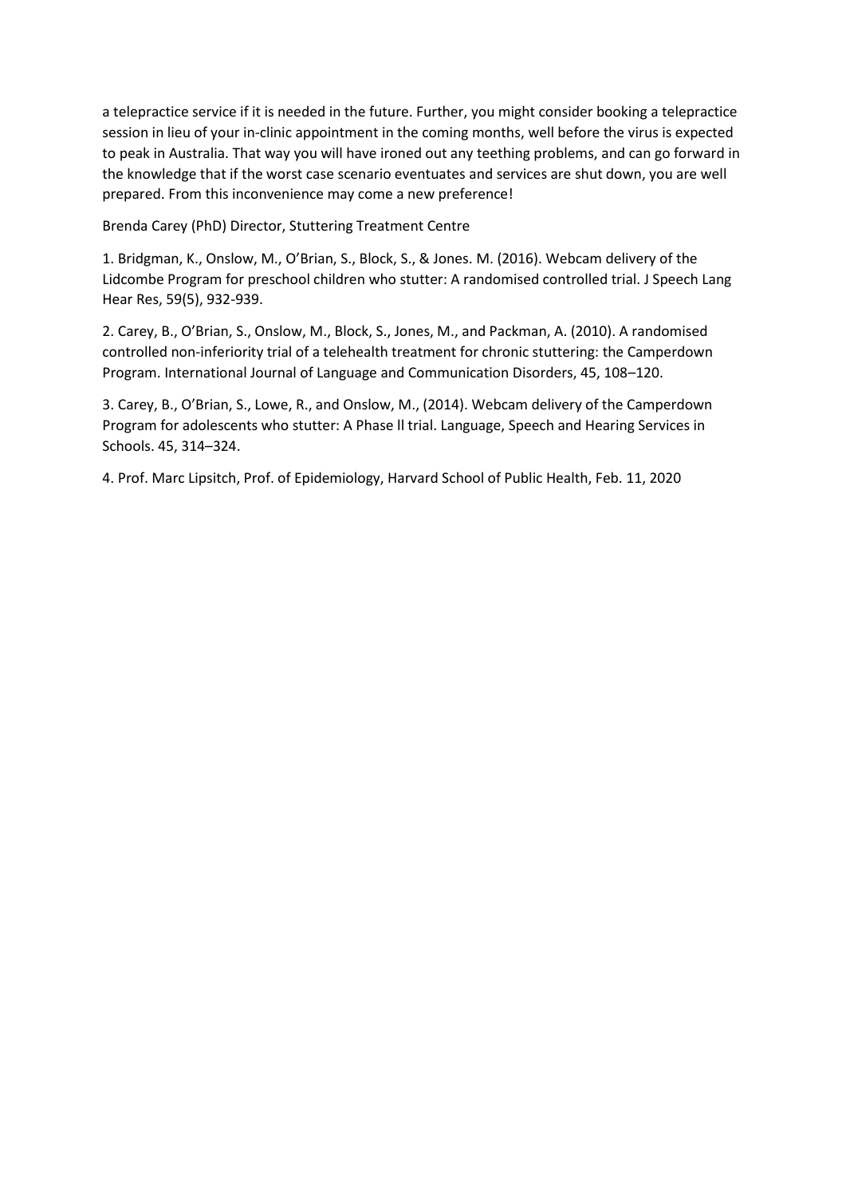a telepractice service if it is needed in the future. Further, you might consider booking a telepractice session in lieu of your in-clinic appointment in the coming months, well before the virus is expected to peak in Australia. That way you will have ironed out any teething problems, and can go forward in the knowledge that if the worst case scenario eventuates and services are shut down, you are well prepared. From this inconvenience may come a new preference!

Brenda Carey (PhD) Director, Stuttering Treatment Centre

1. Bridgman, K., Onslow, M., O'Brian, S., Block, S., & Jones. M. (2016). Webcam delivery of the Lidcombe Program for preschool children who stutter: A randomised controlled trial. J Speech Lang Hear Res, 59(5), 932-939.

2. Carey, B., O'Brian, S., Onslow, M., Block, S., Jones, M., and Packman, A. (2010). A randomised controlled non-inferiority trial of a telehealth treatment for chronic stuttering: the Camperdown Program. International Journal of Language and Communication Disorders, 45, 108–120.

3. Carey, B., O'Brian, S., Lowe, R., and Onslow, M., (2014). Webcam delivery of the Camperdown Program for adolescents who stutter: A Phase ll trial. Language, Speech and Hearing Services in Schools. 45, 314–324.

4. Prof. Marc Lipsitch, Prof. of Epidemiology, Harvard School of Public Health, Feb. 11, 2020